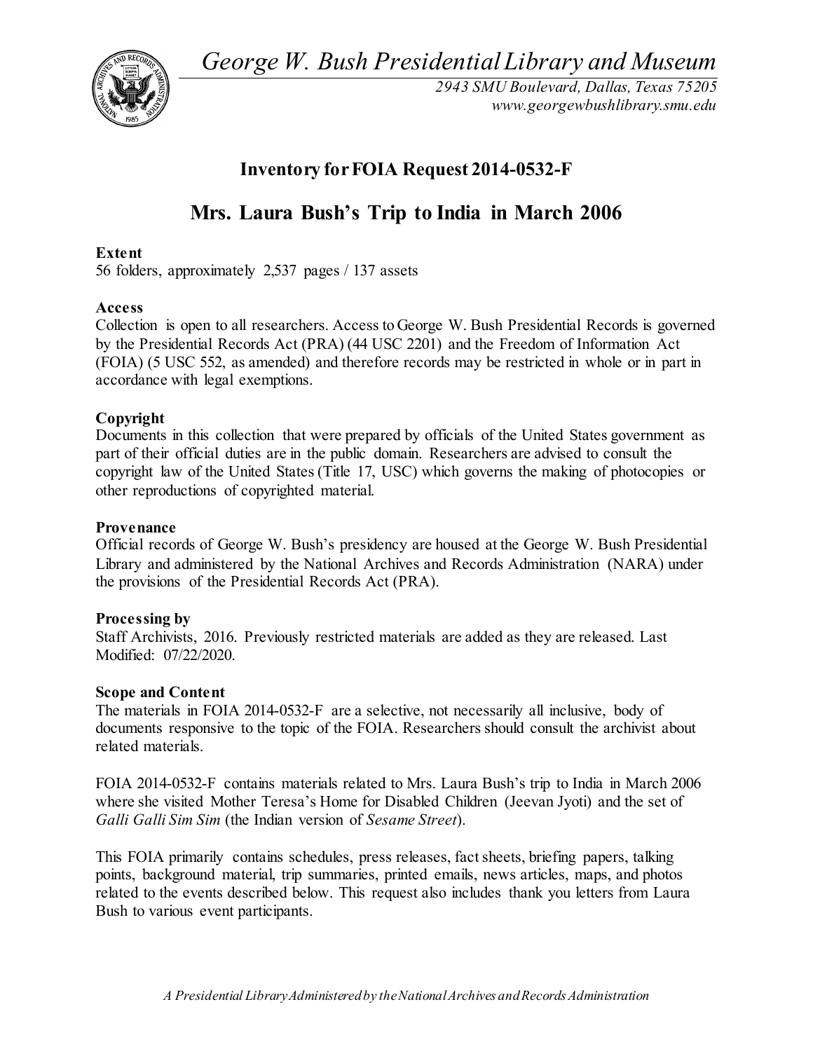*George W. Bush Presidential Library and Museum*

*2943 SMU Boulevard, Dallas, Texas 75205*
*www.georgewbushlibrary.smu.edu*

## Inventory for FOIA Request 2014-0532-F

# Mrs. Laura Bush's Trip to India in March 2006

**Extent**
56 folders, approximately 2,537 pages / 137 assets

**Access**
Collection is open to all researchers. Access to George W. Bush Presidential Records is governed by the Presidential Records Act (PRA) (44 USC 2201) and the Freedom of Information Act (FOIA) (5 USC 552, as amended) and therefore records may be restricted in whole or in part in accordance with legal exemptions.

**Copyright**
Documents in this collection that were prepared by officials of the United States government as part of their official duties are in the public domain. Researchers are advised to consult the copyright law of the United States (Title 17, USC) which governs the making of photocopies or other reproductions of copyrighted material.

**Provenance**
Official records of George W. Bush's presidency are housed at the George W. Bush Presidential Library and administered by the National Archives and Records Administration (NARA) under the provisions of the Presidential Records Act (PRA).

**Processing by**
Staff Archivists, 2016. Previously restricted materials are added as they are released. Last Modified: 07/22/2020.

**Scope and Content**
The materials in FOIA 2014-0532-F are a selective, not necessarily all inclusive, body of documents responsive to the topic of the FOIA. Researchers should consult the archivist about related materials.

FOIA 2014-0532-F contains materials related to Mrs. Laura Bush's trip to India in March 2006 where she visited Mother Teresa's Home for Disabled Children (Jeevan Jyoti) and the set of *Galli Galli Sim Sim* (the Indian version of *Sesame Street*).

This FOIA primarily contains schedules, press releases, fact sheets, briefing papers, talking points, background material, trip summaries, printed emails, news articles, maps, and photos related to the events described below. This request also includes thank you letters from Laura Bush to various event participants.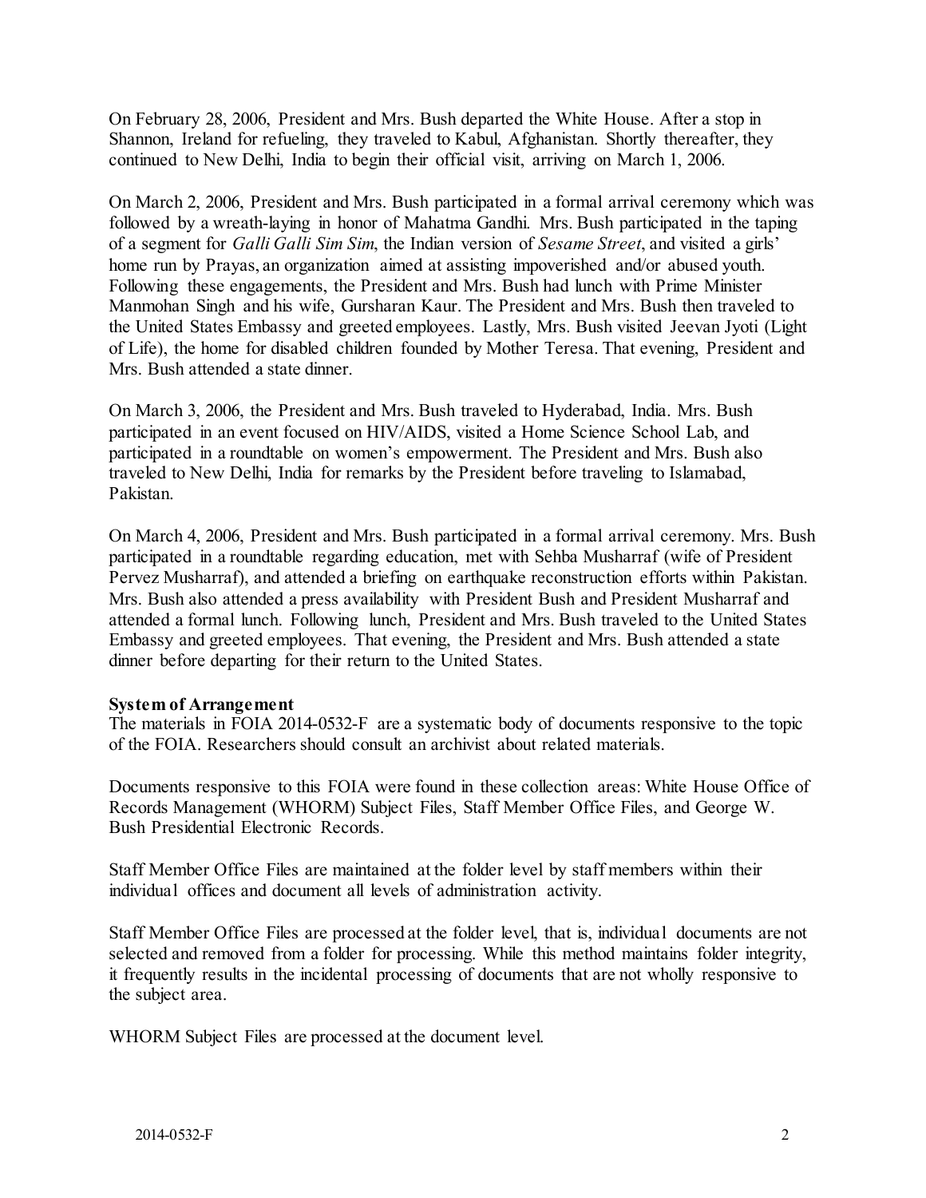On February 28, 2006, President and Mrs. Bush departed the White House. After a stop in Shannon, Ireland for refueling, they traveled to Kabul, Afghanistan. Shortly thereafter, they continued to New Delhi, India to begin their official visit, arriving on March 1, 2006.

On March 2, 2006, President and Mrs. Bush participated in a formal arrival ceremony which was followed by a wreath-laying in honor of Mahatma Gandhi. Mrs. Bush participated in the taping of a segment for *Galli Galli Sim Sim*, the Indian version of *Sesame Street*, and visited a girls' home run by Prayas, an organization aimed at assisting impoverished and/or abused youth. Following these engagements, the President and Mrs. Bush had lunch with Prime Minister Manmohan Singh and his wife, Gursharan Kaur. The President and Mrs. Bush then traveled to the United States Embassy and greeted employees. Lastly, Mrs. Bush visited Jeevan Jyoti (Light of Life), the home for disabled children founded by Mother Teresa. That evening, President and Mrs. Bush attended a state dinner.

On March 3, 2006, the President and Mrs. Bush traveled to Hyderabad, India. Mrs. Bush participated in an event focused on HIV/AIDS, visited a Home Science School Lab, and participated in a roundtable on women's empowerment. The President and Mrs. Bush also traveled to New Delhi, India for remarks by the President before traveling to Islamabad, Pakistan.

On March 4, 2006, President and Mrs. Bush participated in a formal arrival ceremony. Mrs. Bush participated in a roundtable regarding education, met with Sehba Musharraf (wife of President Pervez Musharraf), and attended a briefing on earthquake reconstruction efforts within Pakistan. Mrs. Bush also attended a press availability with President Bush and President Musharraf and attended a formal lunch. Following lunch, President and Mrs. Bush traveled to the United States Embassy and greeted employees. That evening, the President and Mrs. Bush attended a state dinner before departing for their return to the United States.

**System of Arrangement**

The materials in FOIA 2014-0532-F are a systematic body of documents responsive to the topic of the FOIA. Researchers should consult an archivist about related materials.

Documents responsive to this FOIA were found in these collection areas: White House Office of Records Management (WHORM) Subject Files, Staff Member Office Files, and George W. Bush Presidential Electronic Records.

Staff Member Office Files are maintained at the folder level by staff members within their individual offices and document all levels of administration activity.

Staff Member Office Files are processed at the folder level, that is, individual documents are not selected and removed from a folder for processing. While this method maintains folder integrity, it frequently results in the incidental processing of documents that are not wholly responsive to the subject area.

WHORM Subject Files are processed at the document level.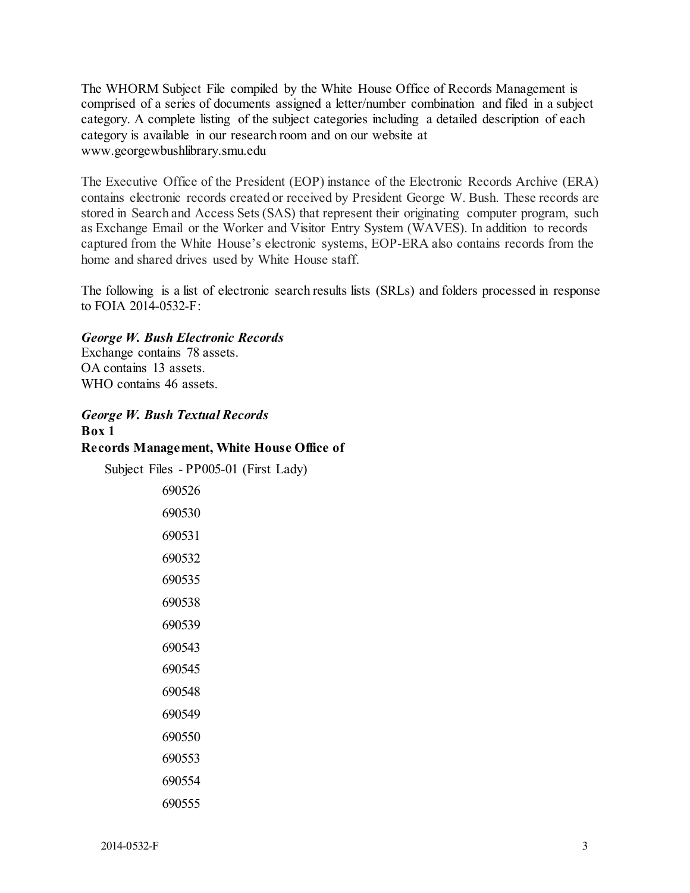The WHORM Subject File compiled by the White House Office of Records Management is comprised of a series of documents assigned a letter/number combination and filed in a subject category. A complete listing of the subject categories including a detailed description of each category is available in our research room and on our website at www.georgewbushlibrary.smu.edu

The Executive Office of the President (EOP) instance of the Electronic Records Archive (ERA) contains electronic records created or received by President George W. Bush. These records are stored in Search and Access Sets (SAS) that represent their originating computer program, such as Exchange Email or the Worker and Visitor Entry System (WAVES). In addition to records captured from the White House's electronic systems, EOP-ERA also contains records from the home and shared drives used by White House staff.

The following is a list of electronic search results lists (SRLs) and folders processed in response to FOIA 2014-0532-F:

***George W. Bush Electronic Records***

Exchange contains 78 assets.
OA contains 13 assets.
WHO contains 46 assets.

***George W. Bush Textual Records***

**Box 1**

**Records Management, White House Office of**

Subject Files - PP005-01 (First Lady)

690526

690530

690531

690532

690535

690538

690539

690543

690545

690548

690549

690550

690553

690554

690555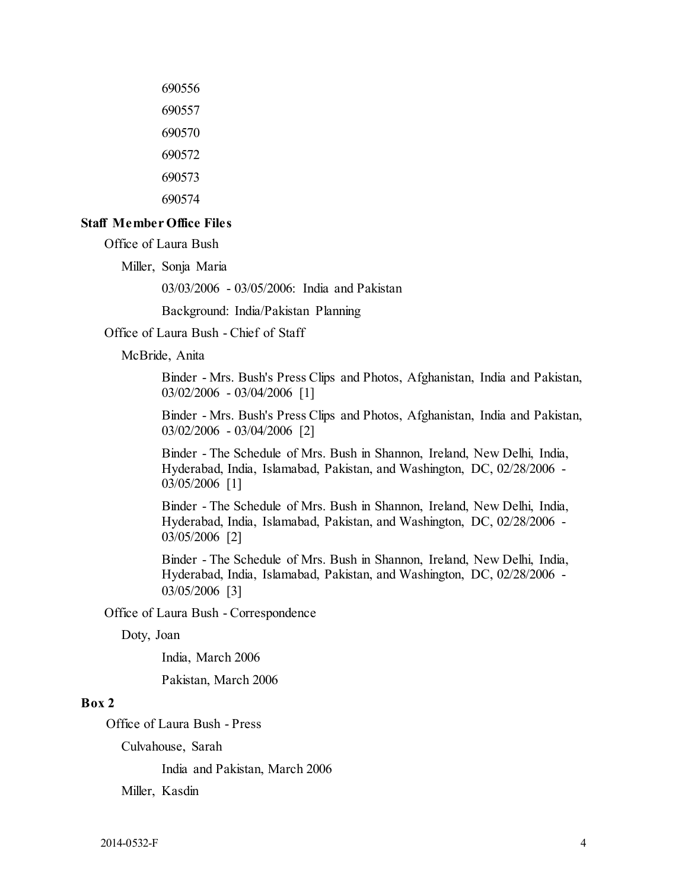690556

690557

690570

690572

690573

690574

**Staff Member Office Files**

Office of Laura Bush

Miller, Sonja Maria

03/03/2006 - 03/05/2006: India and Pakistan

Background: India/Pakistan Planning

Office of Laura Bush - Chief of Staff

McBride, Anita

Binder - Mrs. Bush's Press Clips and Photos, Afghanistan, India and Pakistan, 03/02/2006 - 03/04/2006 [1]

Binder - Mrs. Bush's Press Clips and Photos, Afghanistan, India and Pakistan, 03/02/2006 - 03/04/2006 [2]

Binder - The Schedule of Mrs. Bush in Shannon, Ireland, New Delhi, India, Hyderabad, India, Islamabad, Pakistan, and Washington, DC, 02/28/2006 - 03/05/2006 [1]

Binder - The Schedule of Mrs. Bush in Shannon, Ireland, New Delhi, India, Hyderabad, India, Islamabad, Pakistan, and Washington, DC, 02/28/2006 - 03/05/2006 [2]

Binder - The Schedule of Mrs. Bush in Shannon, Ireland, New Delhi, India, Hyderabad, India, Islamabad, Pakistan, and Washington, DC, 02/28/2006 - 03/05/2006 [3]

Office of Laura Bush - Correspondence

Doty, Joan

India, March 2006

Pakistan, March 2006

**Box 2**

Office of Laura Bush - Press

Culvahouse, Sarah

India and Pakistan, March 2006

Miller, Kasdin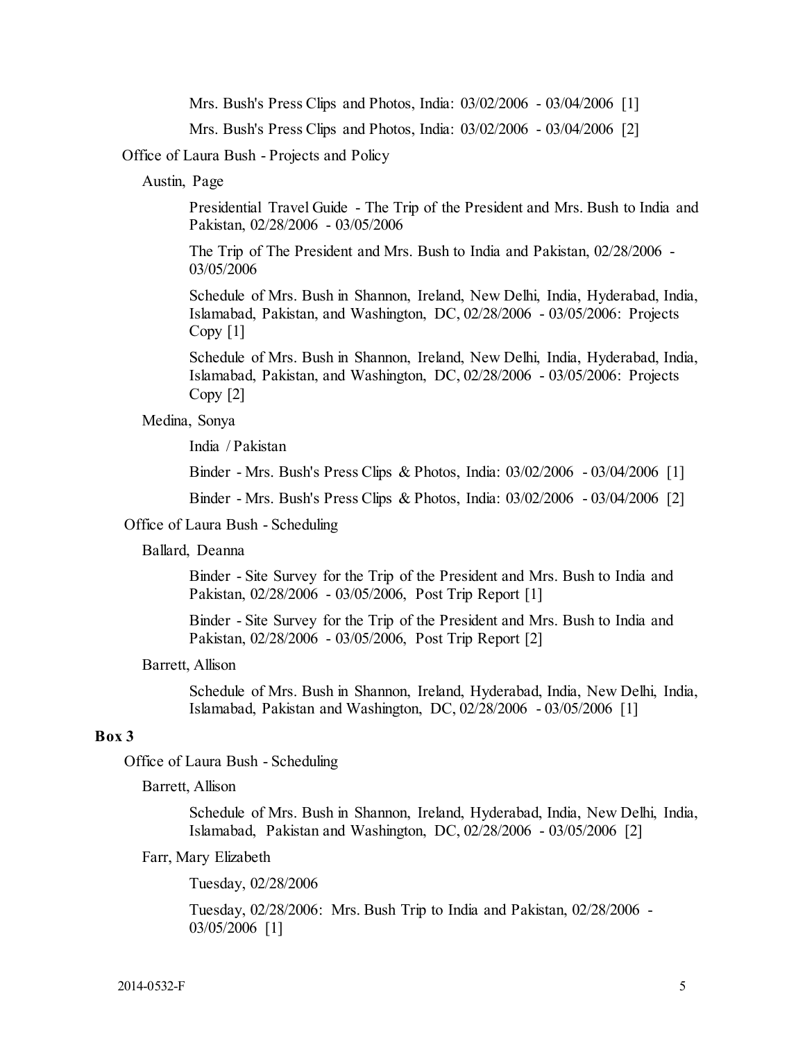Mrs. Bush's Press Clips and Photos, India: 03/02/2006 - 03/04/2006 [1]

Mrs. Bush's Press Clips and Photos, India: 03/02/2006 - 03/04/2006 [2]

Office of Laura Bush - Projects and Policy

Austin, Page

Presidential Travel Guide - The Trip of the President and Mrs. Bush to India and Pakistan, 02/28/2006 - 03/05/2006

The Trip of The President and Mrs. Bush to India and Pakistan, 02/28/2006 - 03/05/2006

Schedule of Mrs. Bush in Shannon, Ireland, New Delhi, India, Hyderabad, India, Islamabad, Pakistan, and Washington, DC, 02/28/2006 - 03/05/2006: Projects Copy [1]

Schedule of Mrs. Bush in Shannon, Ireland, New Delhi, India, Hyderabad, India, Islamabad, Pakistan, and Washington, DC, 02/28/2006 - 03/05/2006: Projects Copy [2]

Medina, Sonya

India / Pakistan

Binder - Mrs. Bush's Press Clips & Photos, India: 03/02/2006 - 03/04/2006 [1]

Binder - Mrs. Bush's Press Clips & Photos, India: 03/02/2006 - 03/04/2006 [2]

Office of Laura Bush - Scheduling

Ballard, Deanna

Binder - Site Survey for the Trip of the President and Mrs. Bush to India and Pakistan, 02/28/2006 - 03/05/2006, Post Trip Report [1]

Binder - Site Survey for the Trip of the President and Mrs. Bush to India and Pakistan, 02/28/2006 - 03/05/2006, Post Trip Report [2]

Barrett, Allison

Schedule of Mrs. Bush in Shannon, Ireland, Hyderabad, India, New Delhi, India, Islamabad, Pakistan and Washington, DC, 02/28/2006 - 03/05/2006 [1]

**Box 3**

Office of Laura Bush - Scheduling

Barrett, Allison

Schedule of Mrs. Bush in Shannon, Ireland, Hyderabad, India, New Delhi, India, Islamabad, Pakistan and Washington, DC, 02/28/2006 - 03/05/2006 [2]

Farr, Mary Elizabeth

Tuesday, 02/28/2006

Tuesday, 02/28/2006: Mrs. Bush Trip to India and Pakistan, 02/28/2006 - 03/05/2006 [1]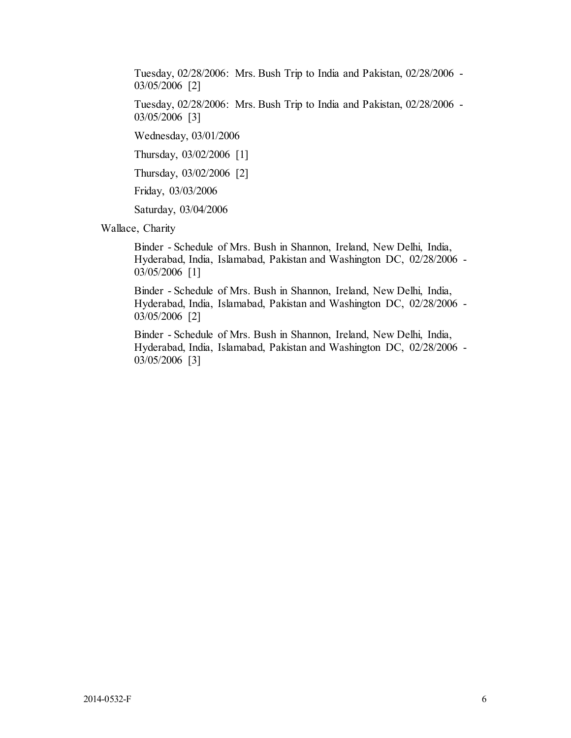Tuesday, 02/28/2006: Mrs. Bush Trip to India and Pakistan, 02/28/2006 - 03/05/2006 [2]

Tuesday, 02/28/2006: Mrs. Bush Trip to India and Pakistan, 02/28/2006 - 03/05/2006 [3]

Wednesday, 03/01/2006

Thursday, 03/02/2006 [1]

Thursday, 03/02/2006 [2]

Friday, 03/03/2006

Saturday, 03/04/2006

Wallace, Charity

Binder - Schedule of Mrs. Bush in Shannon, Ireland, New Delhi, India, Hyderabad, India, Islamabad, Pakistan and Washington DC, 02/28/2006 - 03/05/2006 [1]

Binder - Schedule of Mrs. Bush in Shannon, Ireland, New Delhi, India, Hyderabad, India, Islamabad, Pakistan and Washington DC, 02/28/2006 - 03/05/2006 [2]

Binder - Schedule of Mrs. Bush in Shannon, Ireland, New Delhi, India, Hyderabad, India, Islamabad, Pakistan and Washington DC, 02/28/2006 - 03/05/2006 [3]